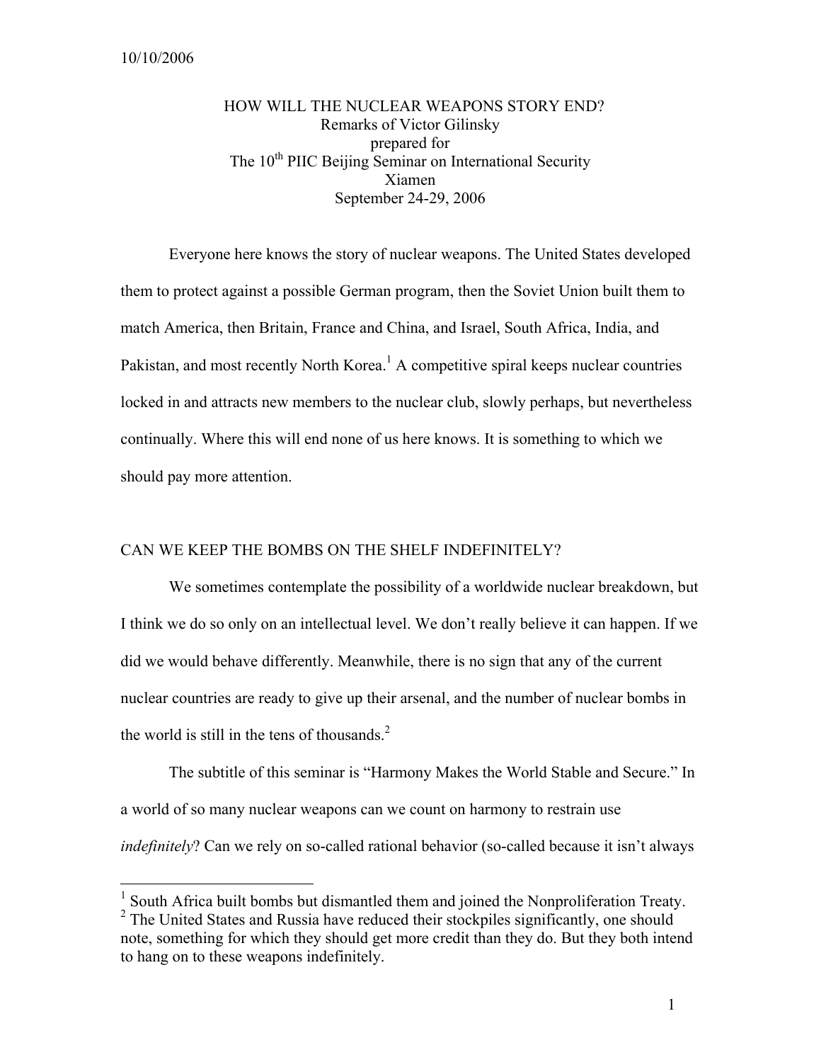10/10/2006

# HOW WILL THE NUCLEAR WEAPONS STORY END?

Remarks of Victor Gilinsky
prepared for
The 10th PIIC Beijing Seminar on International Security
Xiamen
September 24-29, 2006

Everyone here knows the story of nuclear weapons. The United States developed them to protect against a possible German program, then the Soviet Union built them to match America, then Britain, France and China, and Israel, South Africa, India, and Pakistan, and most recently North Korea.[1] A competitive spiral keeps nuclear countries locked in and attracts new members to the nuclear club, slowly perhaps, but nevertheless continually. Where this will end none of us here knows. It is something to which we should pay more attention.

## CAN WE KEEP THE BOMBS ON THE SHELF INDEFINITELY?

We sometimes contemplate the possibility of a worldwide nuclear breakdown, but I think we do so only on an intellectual level. We don't really believe it can happen. If we did we would behave differently. Meanwhile, there is no sign that any of the current nuclear countries are ready to give up their arsenal, and the number of nuclear bombs in the world is still in the tens of thousands.[2]

The subtitle of this seminar is "Harmony Makes the World Stable and Secure." In a world of so many nuclear weapons can we count on harmony to restrain use *indefinitely*? Can we rely on so-called rational behavior (so-called because it isn't always

---

[1] South Africa built bombs but dismantled them and joined the Nonproliferation Treaty.

[2] The United States and Russia have reduced their stockpiles significantly, one should note, something for which they should get more credit than they do. But they both intend to hang on to these weapons indefinitely.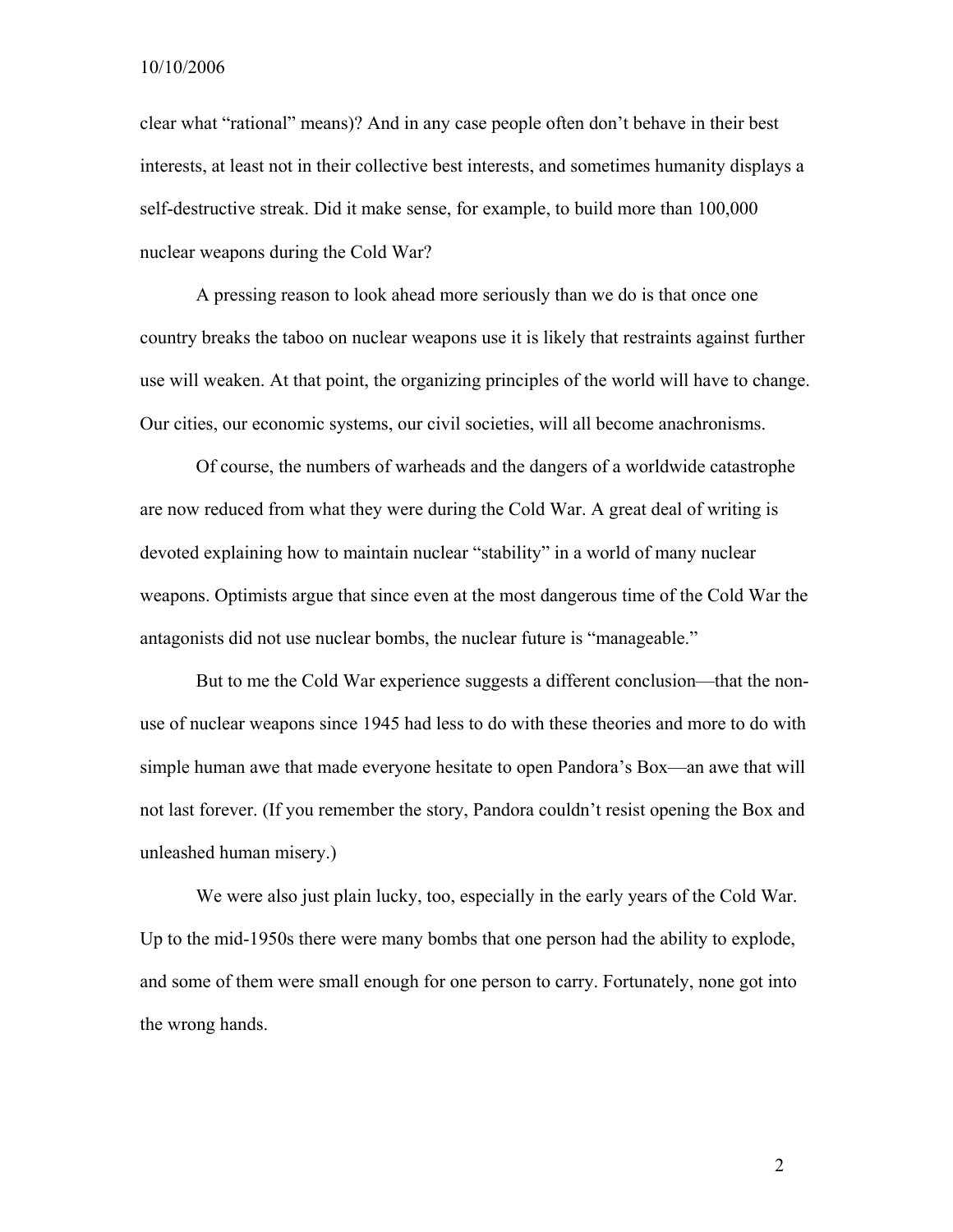clear what "rational" means)? And in any case people often don't behave in their best interests, at least not in their collective best interests, and sometimes humanity displays a self-destructive streak. Did it make sense, for example, to build more than 100,000 nuclear weapons during the Cold War?

A pressing reason to look ahead more seriously than we do is that once one country breaks the taboo on nuclear weapons use it is likely that restraints against further use will weaken. At that point, the organizing principles of the world will have to change. Our cities, our economic systems, our civil societies, will all become anachronisms.

Of course, the numbers of warheads and the dangers of a worldwide catastrophe are now reduced from what they were during the Cold War. A great deal of writing is devoted explaining how to maintain nuclear "stability" in a world of many nuclear weapons. Optimists argue that since even at the most dangerous time of the Cold War the antagonists did not use nuclear bombs, the nuclear future is "manageable."

But to me the Cold War experience suggests a different conclusion—that the non-use of nuclear weapons since 1945 had less to do with these theories and more to do with simple human awe that made everyone hesitate to open Pandora's Box—an awe that will not last forever. (If you remember the story, Pandora couldn't resist opening the Box and unleashed human misery.)

We were also just plain lucky, too, especially in the early years of the Cold War. Up to the mid-1950s there were many bombs that one person had the ability to explode, and some of them were small enough for one person to carry. Fortunately, none got into the wrong hands.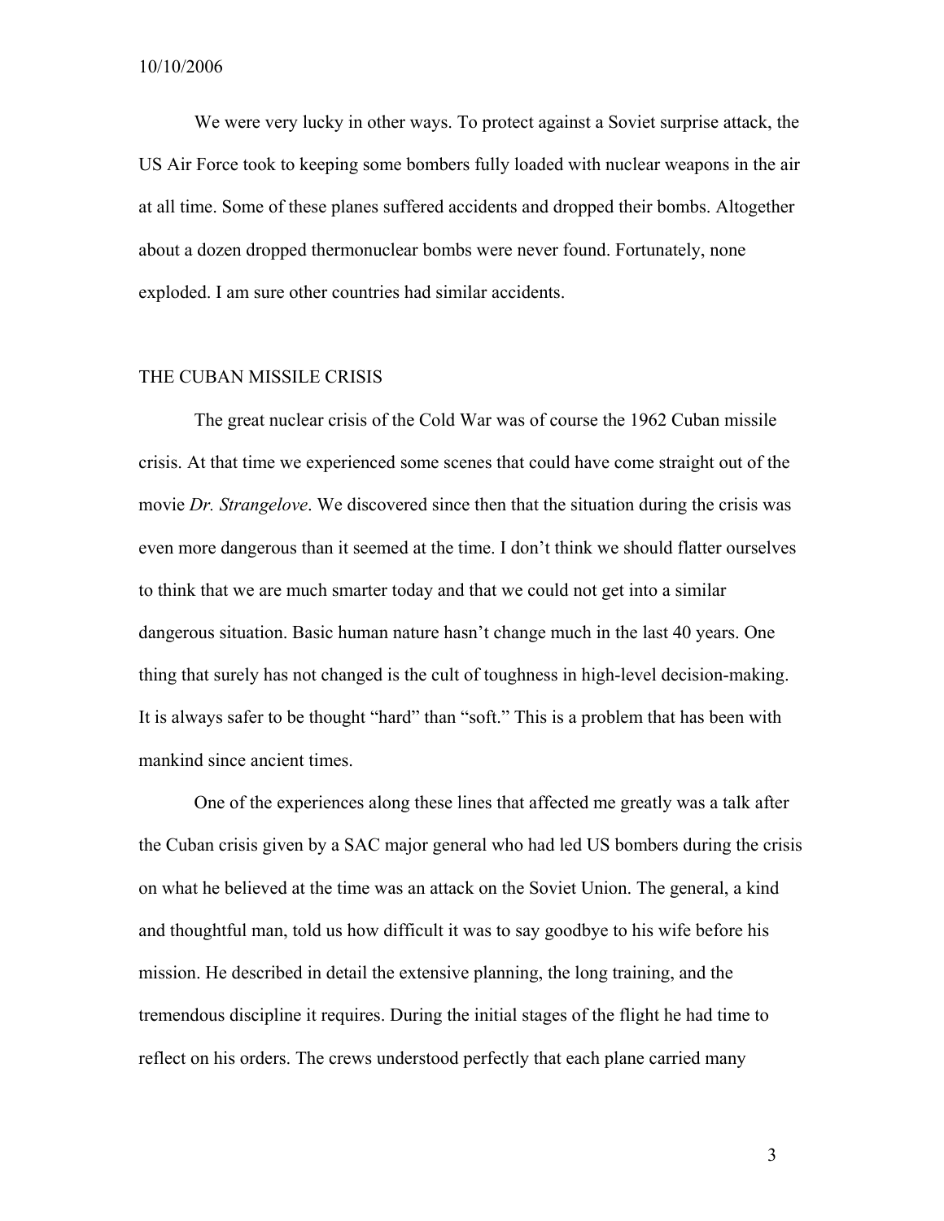We were very lucky in other ways. To protect against a Soviet surprise attack, the US Air Force took to keeping some bombers fully loaded with nuclear weapons in the air at all time. Some of these planes suffered accidents and dropped their bombs. Altogether about a dozen dropped thermonuclear bombs were never found. Fortunately, none exploded. I am sure other countries had similar accidents.

## THE CUBAN MISSILE CRISIS

The great nuclear crisis of the Cold War was of course the 1962 Cuban missile crisis. At that time we experienced some scenes that could have come straight out of the movie *Dr. Strangelove*. We discovered since then that the situation during the crisis was even more dangerous than it seemed at the time. I don't think we should flatter ourselves to think that we are much smarter today and that we could not get into a similar dangerous situation. Basic human nature hasn't change much in the last 40 years. One thing that surely has not changed is the cult of toughness in high-level decision-making. It is always safer to be thought "hard" than "soft." This is a problem that has been with mankind since ancient times.

One of the experiences along these lines that affected me greatly was a talk after the Cuban crisis given by a SAC major general who had led US bombers during the crisis on what he believed at the time was an attack on the Soviet Union. The general, a kind and thoughtful man, told us how difficult it was to say goodbye to his wife before his mission. He described in detail the extensive planning, the long training, and the tremendous discipline it requires. During the initial stages of the flight he had time to reflect on his orders. The crews understood perfectly that each plane carried many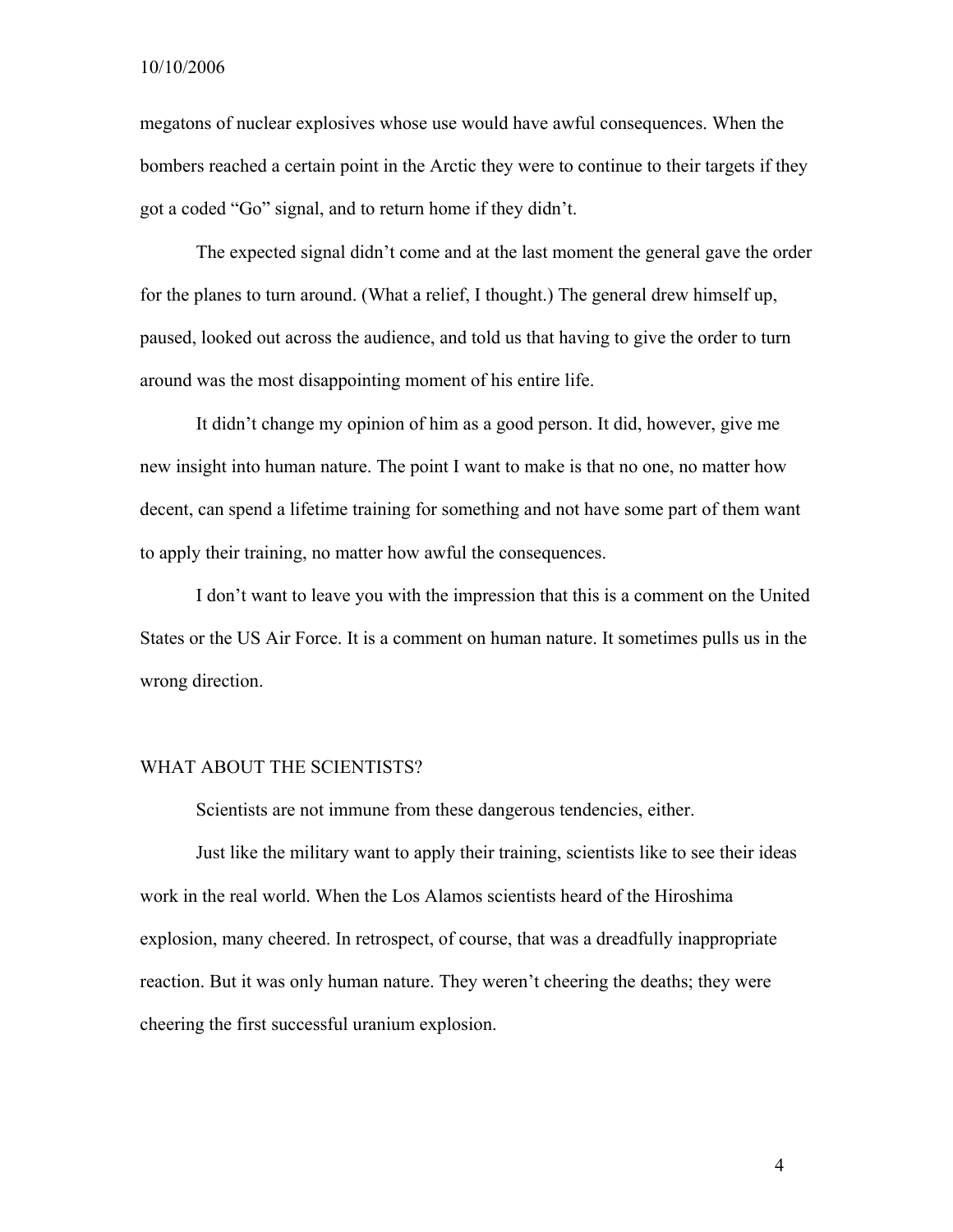megatons of nuclear explosives whose use would have awful consequences. When the bombers reached a certain point in the Arctic they were to continue to their targets if they got a coded "Go" signal, and to return home if they didn't.

The expected signal didn't come and at the last moment the general gave the order for the planes to turn around. (What a relief, I thought.) The general drew himself up, paused, looked out across the audience, and told us that having to give the order to turn around was the most disappointing moment of his entire life.

It didn't change my opinion of him as a good person. It did, however, give me new insight into human nature. The point I want to make is that no one, no matter how decent, can spend a lifetime training for something and not have some part of them want to apply their training, no matter how awful the consequences.

I don't want to leave you with the impression that this is a comment on the United States or the US Air Force. It is a comment on human nature. It sometimes pulls us in the wrong direction.

## WHAT ABOUT THE SCIENTISTS?

Scientists are not immune from these dangerous tendencies, either.

Just like the military want to apply their training, scientists like to see their ideas work in the real world. When the Los Alamos scientists heard of the Hiroshima explosion, many cheered. In retrospect, of course, that was a dreadfully inappropriate reaction. But it was only human nature. They weren't cheering the deaths; they were cheering the first successful uranium explosion.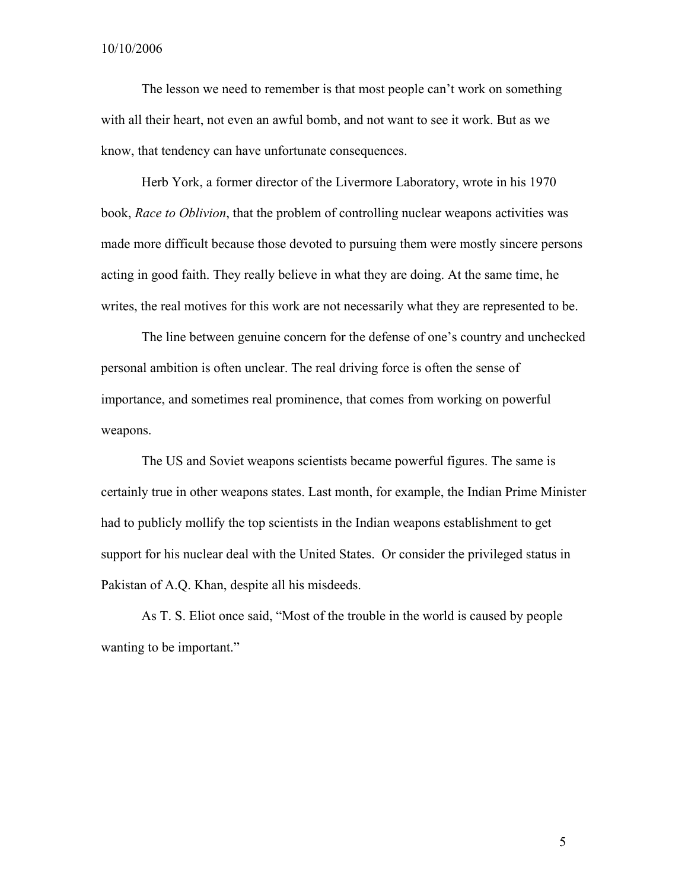The lesson we need to remember is that most people can't work on something with all their heart, not even an awful bomb, and not want to see it work. But as we know, that tendency can have unfortunate consequences.

Herb York, a former director of the Livermore Laboratory, wrote in his 1970 book, *Race to Oblivion*, that the problem of controlling nuclear weapons activities was made more difficult because those devoted to pursuing them were mostly sincere persons acting in good faith. They really believe in what they are doing. At the same time, he writes, the real motives for this work are not necessarily what they are represented to be.

The line between genuine concern for the defense of one's country and unchecked personal ambition is often unclear. The real driving force is often the sense of importance, and sometimes real prominence, that comes from working on powerful weapons.

The US and Soviet weapons scientists became powerful figures. The same is certainly true in other weapons states. Last month, for example, the Indian Prime Minister had to publicly mollify the top scientists in the Indian weapons establishment to get support for his nuclear deal with the United States. Or consider the privileged status in Pakistan of A.Q. Khan, despite all his misdeeds.

As T. S. Eliot once said, "Most of the trouble in the world is caused by people wanting to be important."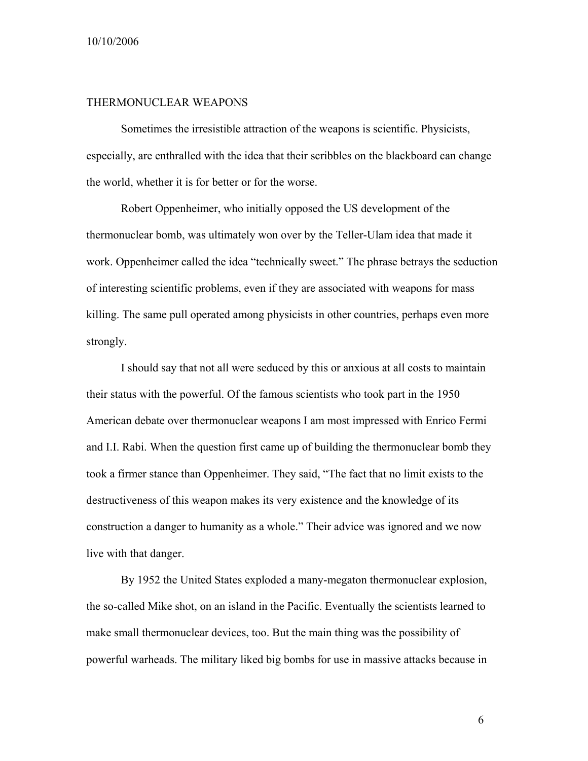## THERMONUCLEAR WEAPONS

Sometimes the irresistible attraction of the weapons is scientific. Physicists, especially, are enthralled with the idea that their scribbles on the blackboard can change the world, whether it is for better or for the worse.

Robert Oppenheimer, who initially opposed the US development of the thermonuclear bomb, was ultimately won over by the Teller-Ulam idea that made it work. Oppenheimer called the idea "technically sweet." The phrase betrays the seduction of interesting scientific problems, even if they are associated with weapons for mass killing. The same pull operated among physicists in other countries, perhaps even more strongly.

I should say that not all were seduced by this or anxious at all costs to maintain their status with the powerful. Of the famous scientists who took part in the 1950 American debate over thermonuclear weapons I am most impressed with Enrico Fermi and I.I. Rabi. When the question first came up of building the thermonuclear bomb they took a firmer stance than Oppenheimer. They said, "The fact that no limit exists to the destructiveness of this weapon makes its very existence and the knowledge of its construction a danger to humanity as a whole." Their advice was ignored and we now live with that danger.

By 1952 the United States exploded a many-megaton thermonuclear explosion, the so-called Mike shot, on an island in the Pacific. Eventually the scientists learned to make small thermonuclear devices, too. But the main thing was the possibility of powerful warheads. The military liked big bombs for use in massive attacks because in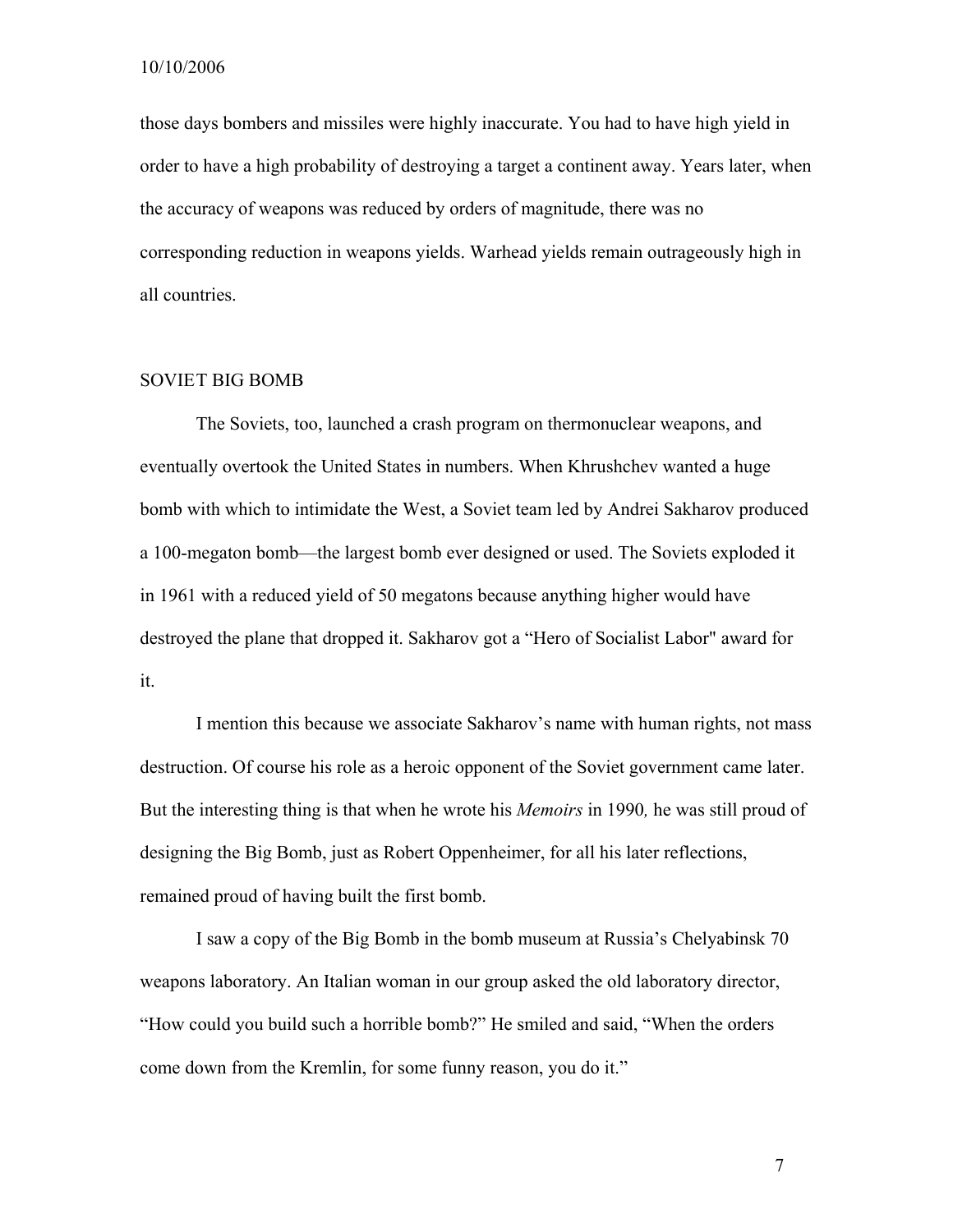those days bombers and missiles were highly inaccurate. You had to have high yield in order to have a high probability of destroying a target a continent away. Years later, when the accuracy of weapons was reduced by orders of magnitude, there was no corresponding reduction in weapons yields. Warhead yields remain outrageously high in all countries.

## SOVIET BIG BOMB

The Soviets, too, launched a crash program on thermonuclear weapons, and eventually overtook the United States in numbers. When Khrushchev wanted a huge bomb with which to intimidate the West, a Soviet team led by Andrei Sakharov produced a 100-megaton bomb—the largest bomb ever designed or used. The Soviets exploded it in 1961 with a reduced yield of 50 megatons because anything higher would have destroyed the plane that dropped it. Sakharov got a "Hero of Socialist Labor" award for it.

I mention this because we associate Sakharov's name with human rights, not mass destruction. Of course his role as a heroic opponent of the Soviet government came later. But the interesting thing is that when he wrote his *Memoirs* in 1990*,* he was still proud of designing the Big Bomb, just as Robert Oppenheimer, for all his later reflections, remained proud of having built the first bomb.

I saw a copy of the Big Bomb in the bomb museum at Russia's Chelyabinsk 70 weapons laboratory. An Italian woman in our group asked the old laboratory director, "How could you build such a horrible bomb?" He smiled and said, "When the orders come down from the Kremlin, for some funny reason, you do it."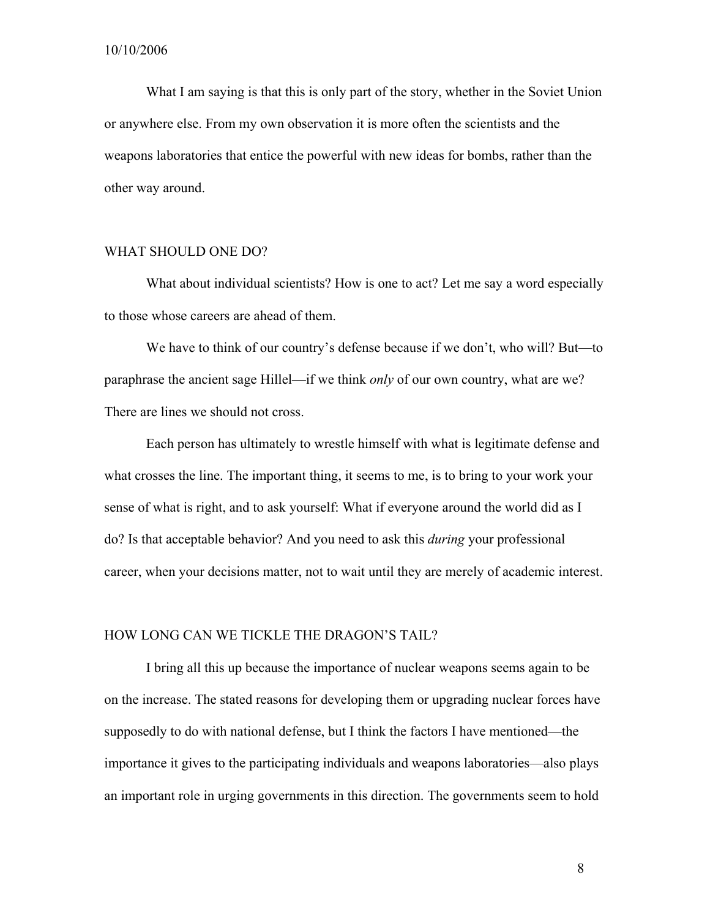What I am saying is that this is only part of the story, whether in the Soviet Union or anywhere else. From my own observation it is more often the scientists and the weapons laboratories that entice the powerful with new ideas for bombs, rather than the other way around.

## WHAT SHOULD ONE DO?

What about individual scientists? How is one to act? Let me say a word especially to those whose careers are ahead of them.

We have to think of our country's defense because if we don't, who will? But—to paraphrase the ancient sage Hillel—if we think *only* of our own country, what are we? There are lines we should not cross.

Each person has ultimately to wrestle himself with what is legitimate defense and what crosses the line. The important thing, it seems to me, is to bring to your work your sense of what is right, and to ask yourself: What if everyone around the world did as I do? Is that acceptable behavior? And you need to ask this *during* your professional career, when your decisions matter, not to wait until they are merely of academic interest.

## HOW LONG CAN WE TICKLE THE DRAGON'S TAIL?

I bring all this up because the importance of nuclear weapons seems again to be on the increase. The stated reasons for developing them or upgrading nuclear forces have supposedly to do with national defense, but I think the factors I have mentioned—the importance it gives to the participating individuals and weapons laboratories—also plays an important role in urging governments in this direction. The governments seem to hold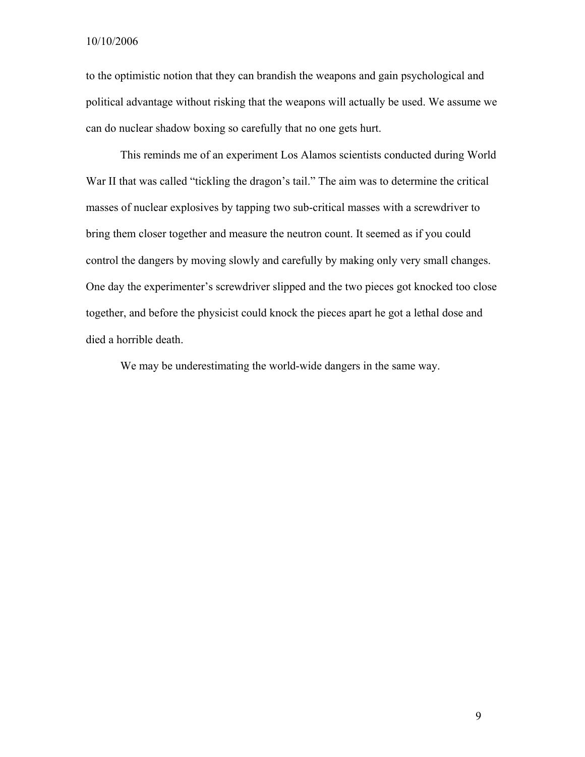to the optimistic notion that they can brandish the weapons and gain psychological and political advantage without risking that the weapons will actually be used. We assume we can do nuclear shadow boxing so carefully that no one gets hurt.

This reminds me of an experiment Los Alamos scientists conducted during World War II that was called "tickling the dragon's tail." The aim was to determine the critical masses of nuclear explosives by tapping two sub-critical masses with a screwdriver to bring them closer together and measure the neutron count. It seemed as if you could control the dangers by moving slowly and carefully by making only very small changes. One day the experimenter's screwdriver slipped and the two pieces got knocked too close together, and before the physicist could knock the pieces apart he got a lethal dose and died a horrible death.

We may be underestimating the world-wide dangers in the same way.